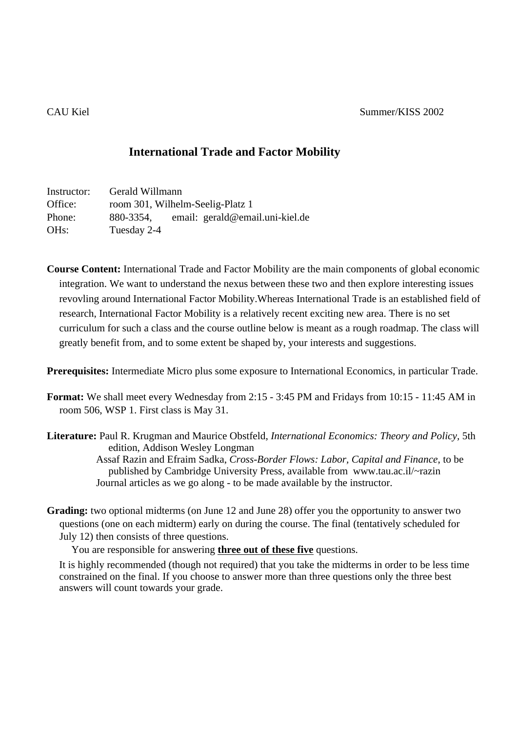CAU Kiel Summer/KISS 2002

# International Trade and Factor Mobility

Instructor: Gerald Willmann
Office: room 301, Wilhelm-Seelig-Platz 1
Phone: 880-3354, email: gerald@email.uni-kiel.de
OHs: Tuesday 2-4

**Course Content:** International Trade and Factor Mobility are the main components of global economic integration. We want to understand the nexus between these two and then explore interesting issues revovling around International Factor Mobility.Whereas International Trade is an established field of research, International Factor Mobility is a relatively recent exciting new area. There is no set curriculum for such a class and the course outline below is meant as a rough roadmap. The class will greatly benefit from, and to some extent be shaped by, your interests and suggestions.

**Prerequisites:** Intermediate Micro plus some exposure to International Economics, in particular Trade.

**Format:** We shall meet every Wednesday from 2:15 - 3:45 PM and Fridays from 10:15 - 11:45 AM in room 506, WSP 1. First class is May 31.

**Literature:** Paul R. Krugman and Maurice Obstfeld, *International Economics: Theory and Policy*, 5th edition, Addison Wesley Longman
Assaf Razin and Efraim Sadka, *Cross-Border Flows: Labor, Capital and Finance*, to be published by Cambridge University Press, available from www.tau.ac.il/~razin
Journal articles as we go along - to be made available by the instructor.

**Grading:** two optional midterms (on June 12 and June 28) offer you the opportunity to answer two questions (one on each midterm) early on during the course. The final (tentatively scheduled for July 12) then consists of three questions.

You are responsible for answering **three out of these five** questions.

It is highly recommended (though not required) that you take the midterms in order to be less time constrained on the final. If you choose to answer more than three questions only the three best answers will count towards your grade.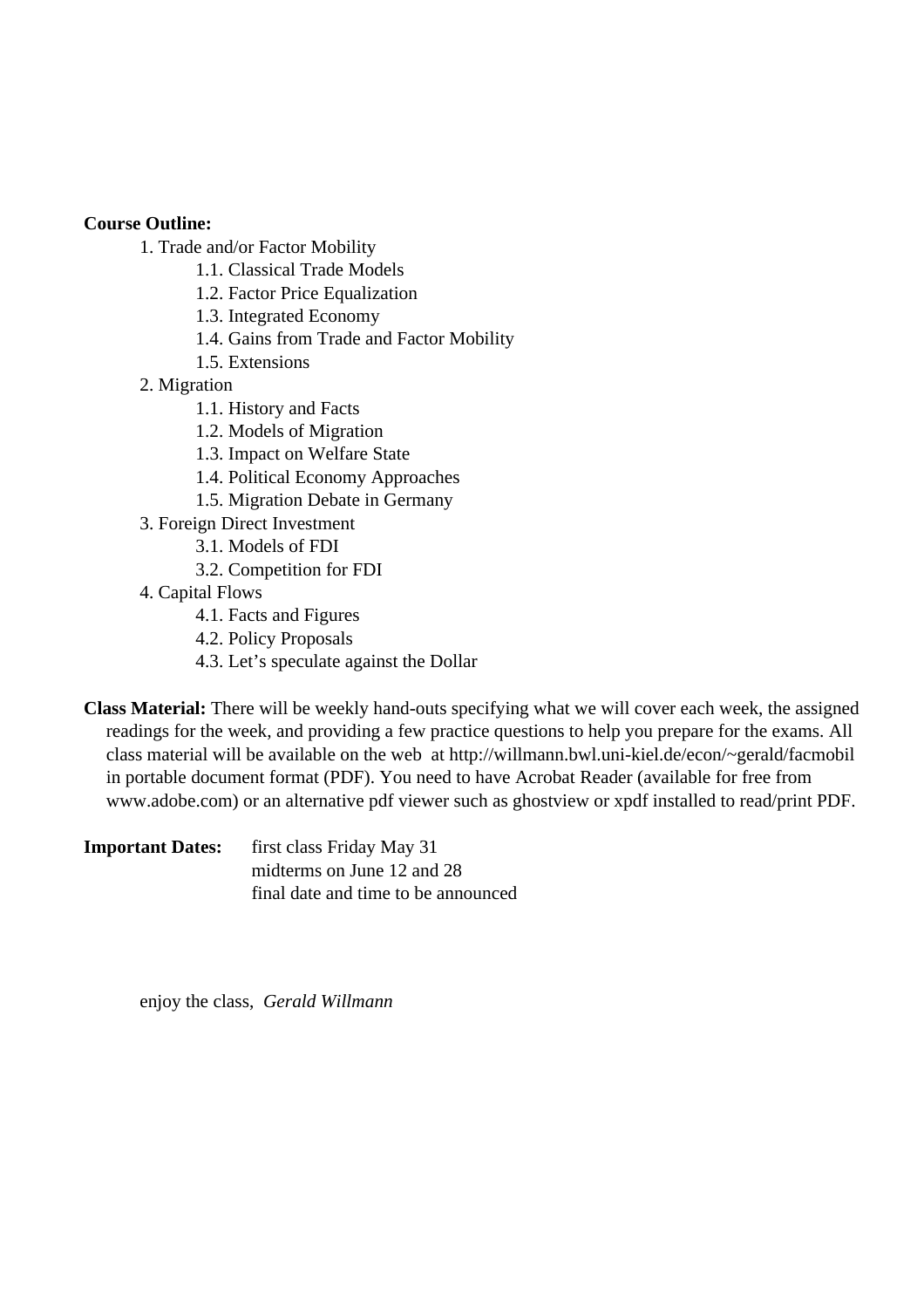**Course Outline:**

1. Trade and/or Factor Mobility
    - 1.1. Classical Trade Models
    - 1.2. Factor Price Equalization
    - 1.3. Integrated Economy
    - 1.4. Gains from Trade and Factor Mobility
    - 1.5. Extensions
2. Migration
    - 1.1. History and Facts
    - 1.2. Models of Migration
    - 1.3. Impact on Welfare State
    - 1.4. Political Economy Approaches
    - 1.5. Migration Debate in Germany
3. Foreign Direct Investment
    - 3.1. Models of FDI
    - 3.2. Competition for FDI
4. Capital Flows
    - 4.1. Facts and Figures
    - 4.2. Policy Proposals
    - 4.3. Let's speculate against the Dollar

**Class Material:** There will be weekly hand-outs specifying what we will cover each week, the assigned readings for the week, and providing a few practice questions to help you prepare for the exams. All class material will be available on the web at http://willmann.bwl.uni-kiel.de/econ/~gerald/facmobil in portable document format (PDF). You need to have Acrobat Reader (available for free from www.adobe.com) or an alternative pdf viewer such as ghostview or xpdf installed to read/print PDF.

**Important Dates:** first class Friday May 31
midterms on June 12 and 28
final date and time to be announced

enjoy the class, *Gerald Willmann*